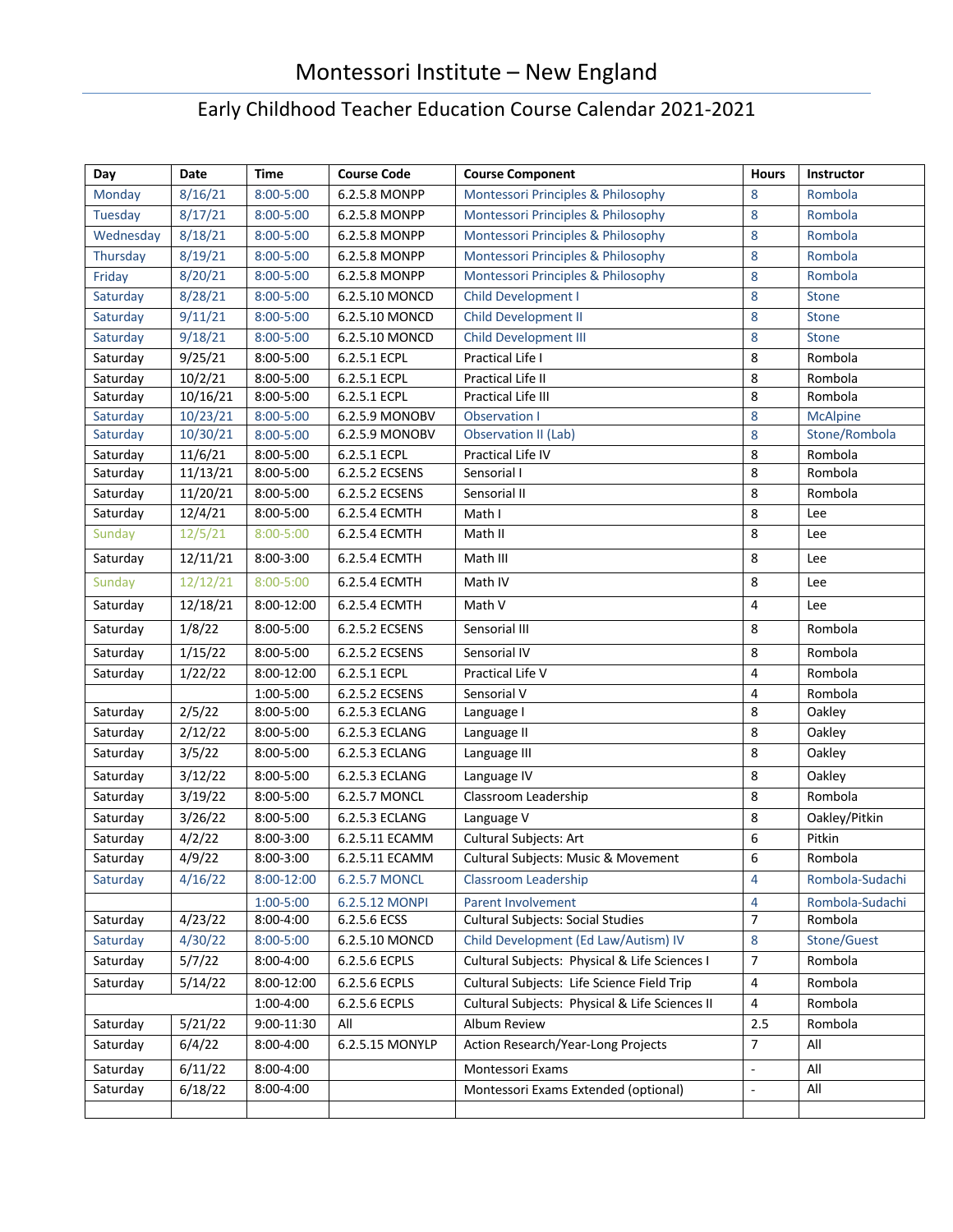# Montessori Institute – New England

## Early Childhood Teacher Education Course Calendar 2021-2021

| Day | Date | Time | Course Code | Course Component | Hours | Instructor |
|---|---|---|---|---|---|---|
| Monday | 8/16/21 | 8:00-5:00 | 6.2.5.8 MONPP | Montessori Principles & Philosophy | 8 | Rombola |
| Tuesday | 8/17/21 | 8:00-5:00 | 6.2.5.8 MONPP | Montessori Principles & Philosophy | 8 | Rombola |
| Wednesday | 8/18/21 | 8:00-5:00 | 6.2.5.8 MONPP | Montessori Principles & Philosophy | 8 | Rombola |
| Thursday | 8/19/21 | 8:00-5:00 | 6.2.5.8 MONPP | Montessori Principles & Philosophy | 8 | Rombola |
| Friday | 8/20/21 | 8:00-5:00 | 6.2.5.8 MONPP | Montessori Principles & Philosophy | 8 | Rombola |
| Saturday | 8/28/21 | 8:00-5:00 | 6.2.5.10 MONCD | Child Development I | 8 | Stone |
| Saturday | 9/11/21 | 8:00-5:00 | 6.2.5.10 MONCD | Child Development II | 8 | Stone |
| Saturday | 9/18/21 | 8:00-5:00 | 6.2.5.10 MONCD | Child Development III | 8 | Stone |
| Saturday | 9/25/21 | 8:00-5:00 | 6.2.5.1 ECPL | Practical Life I | 8 | Rombola |
| Saturday | 10/2/21 | 8:00-5:00 | 6.2.5.1 ECPL | Practical Life II | 8 | Rombola |
| Saturday | 10/16/21 | 8:00-5:00 | 6.2.5.1 ECPL | Practical Life III | 8 | Rombola |
| Saturday | 10/23/21 | 8:00-5:00 | 6.2.5.9 MONOBV | Observation I | 8 | McAlpine |
| Saturday | 10/30/21 | 8:00-5:00 | 6.2.5.9 MONOBV | Observation II (Lab) | 8 | Stone/Rombola |
| Saturday | 11/6/21 | 8:00-5:00 | 6.2.5.1 ECPL | Practical Life IV | 8 | Rombola |
| Saturday | 11/13/21 | 8:00-5:00 | 6.2.5.2 ECSENS | Sensorial I | 8 | Rombola |
| Saturday | 11/20/21 | 8:00-5:00 | 6.2.5.2 ECSENS | Sensorial II | 8 | Rombola |
| Saturday | 12/4/21 | 8:00-5:00 | 6.2.5.4 ECMTH | Math I | 8 | Lee |
| Sunday | 12/5/21 | 8:00-5:00 | 6.2.5.4 ECMTH | Math II | 8 | Lee |
| Saturday | 12/11/21 | 8:00-3:00 | 6.2.5.4 ECMTH | Math III | 8 | Lee |
| Sunday | 12/12/21 | 8:00-5:00 | 6.2.5.4 ECMTH | Math IV | 8 | Lee |
| Saturday | 12/18/21 | 8:00-12:00 | 6.2.5.4 ECMTH | Math V | 4 | Lee |
| Saturday | 1/8/22 | 8:00-5:00 | 6.2.5.2 ECSENS | Sensorial III | 8 | Rombola |
| Saturday | 1/15/22 | 8:00-5:00 | 6.2.5.2 ECSENS | Sensorial IV | 8 | Rombola |
| Saturday | 1/22/22 | 8:00-12:00 | 6.2.5.1 ECPL | Practical Life V | 4 | Rombola |
| | | 1:00-5:00 | 6.2.5.2 ECSENS | Sensorial V | 4 | Rombola |
| Saturday | 2/5/22 | 8:00-5:00 | 6.2.5.3 ECLANG | Language I | 8 | Oakley |
| Saturday | 2/12/22 | 8:00-5:00 | 6.2.5.3 ECLANG | Language II | 8 | Oakley |
| Saturday | 3/5/22 | 8:00-5:00 | 6.2.5.3 ECLANG | Language III | 8 | Oakley |
| Saturday | 3/12/22 | 8:00-5:00 | 6.2.5.3 ECLANG | Language IV | 8 | Oakley |
| Saturday | 3/19/22 | 8:00-5:00 | 6.2.5.7 MONCL | Classroom Leadership | 8 | Rombola |
| Saturday | 3/26/22 | 8:00-5:00 | 6.2.5.3 ECLANG | Language V | 8 | Oakley/Pitkin |
| Saturday | 4/2/22 | 8:00-3:00 | 6.2.5.11 ECAMM | Cultural Subjects: Art | 6 | Pitkin |
| Saturday | 4/9/22 | 8:00-3:00 | 6.2.5.11 ECAMM | Cultural Subjects: Music & Movement | 6 | Rombola |
| Saturday | 4/16/22 | 8:00-12:00 | 6.2.5.7 MONCL | Classroom Leadership | 4 | Rombola-Sudachi |
| | | 1:00-5:00 | 6.2.5.12 MONPI | Parent Involvement | 4 | Rombola-Sudachi |
| Saturday | 4/23/22 | 8:00-4:00 | 6.2.5.6 ECSS | Cultural Subjects: Social Studies | 7 | Rombola |
| Saturday | 4/30/22 | 8:00-5:00 | 6.2.5.10 MONCD | Child Development (Ed Law/Autism) IV | 8 | Stone/Guest |
| Saturday | 5/7/22 | 8:00-4:00 | 6.2.5.6 ECPLS | Cultural Subjects: Physical & Life Sciences I | 7 | Rombola |
| Saturday | 5/14/22 | 8:00-12:00 | 6.2.5.6 ECPLS | Cultural Subjects: Life Science Field Trip | 4 | Rombola |
| | | 1:00-4:00 | 6.2.5.6 ECPLS | Cultural Subjects: Physical & Life Sciences II | 4 | Rombola |
| Saturday | 5/21/22 | 9:00-11:30 | All | Album Review | 2.5 | Rombola |
| Saturday | 6/4/22 | 8:00-4:00 | 6.2.5.15 MONYLP | Action Research/Year-Long Projects | 7 | All |
| Saturday | 6/11/22 | 8:00-4:00 | | Montessori Exams | - | All |
| Saturday | 6/18/22 | 8:00-4:00 | | Montessori Exams Extended (optional) | - | All |
| | | | | | | |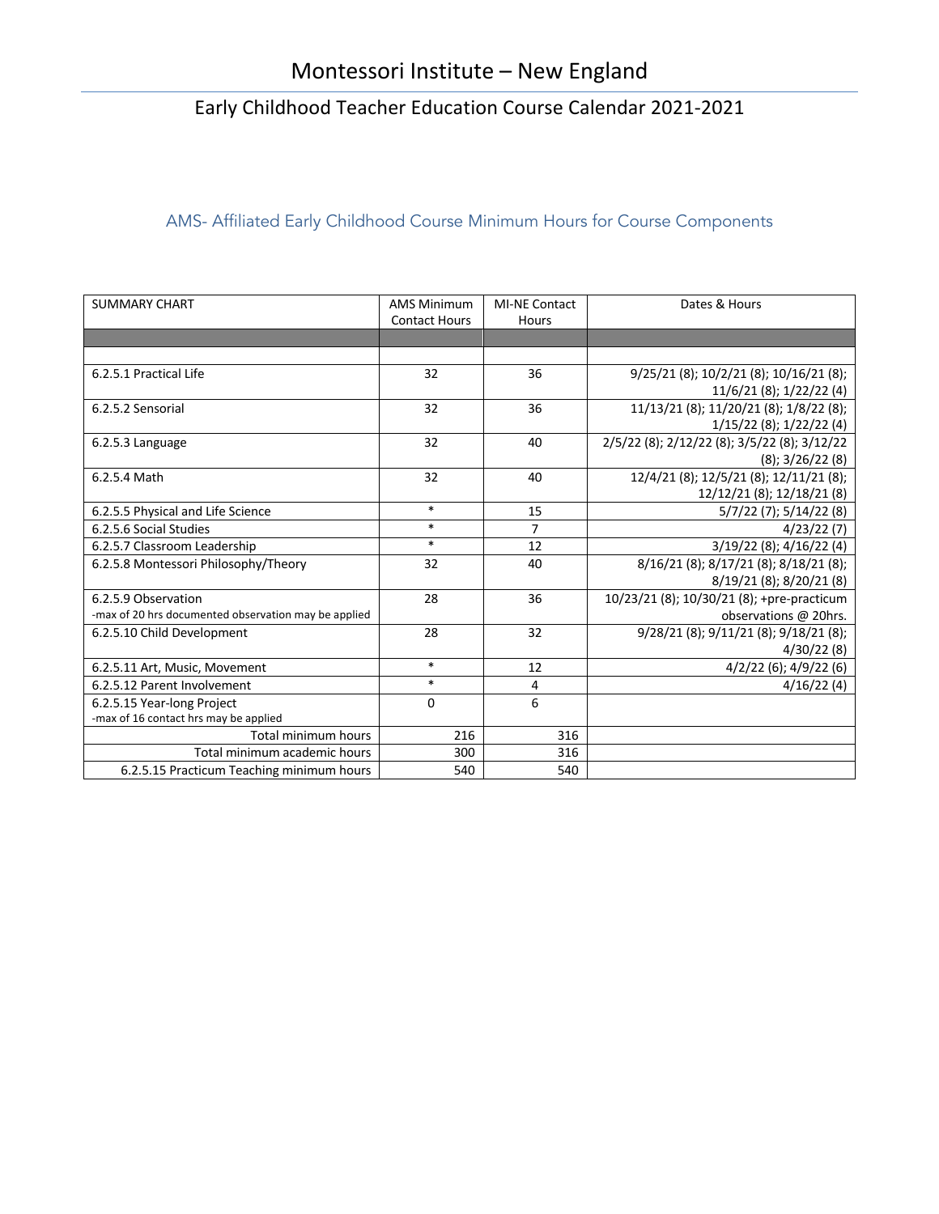# Montessori Institute – New England

## Early Childhood Teacher Education Course Calendar 2021-2021

### AMS- Affiliated Early Childhood Course Minimum Hours for Course Components

| SUMMARY CHART | AMS Minimum Contact Hours | MI-NE Contact Hours | Dates & Hours |
|---|---|---|---|
| | | | |
| | | | |
| 6.2.5.1 Practical Life | 32 | 36 | 9/25/21 (8); 10/2/21 (8); 10/16/21 (8); 11/6/21 (8); 1/22/22 (4) |
| 6.2.5.2 Sensorial | 32 | 36 | 11/13/21 (8); 11/20/21 (8); 1/8/22 (8); 1/15/22 (8); 1/22/22 (4) |
| 6.2.5.3 Language | 32 | 40 | 2/5/22 (8); 2/12/22 (8); 3/5/22 (8); 3/12/22 (8); 3/26/22 (8) |
| 6.2.5.4 Math | 32 | 40 | 12/4/21 (8); 12/5/21 (8); 12/11/21 (8); 12/12/21 (8); 12/18/21 (8) |
| 6.2.5.5 Physical and Life Science | * | 15 | 5/7/22 (7); 5/14/22 (8) |
| 6.2.5.6 Social Studies | * | 7 | 4/23/22 (7) |
| 6.2.5.7 Classroom Leadership | * | 12 | 3/19/22 (8); 4/16/22 (4) |
| 6.2.5.8 Montessori Philosophy/Theory | 32 | 40 | 8/16/21 (8); 8/17/21 (8); 8/18/21 (8); 8/19/21 (8); 8/20/21 (8) |
| 6.2.5.9 Observation<br>-max of 20 hrs documented observation may be applied | 28 | 36 | 10/23/21 (8); 10/30/21 (8); +pre-practicum observations @ 20hrs. |
| 6.2.5.10 Child Development | 28 | 32 | 9/28/21 (8); 9/11/21 (8); 9/18/21 (8); 4/30/22 (8) |
| 6.2.5.11 Art, Music, Movement | * | 12 | 4/2/22 (6); 4/9/22 (6) |
| 6.2.5.12 Parent Involvement | * | 4 | 4/16/22 (4) |
| 6.2.5.15 Year-long Project<br>-max of 16 contact hrs may be applied | 0 | 6 | |
| Total minimum hours | 216 | 316 | |
| Total minimum academic hours | 300 | 316 | |
| 6.2.5.15 Practicum Teaching minimum hours | 540 | 540 | |